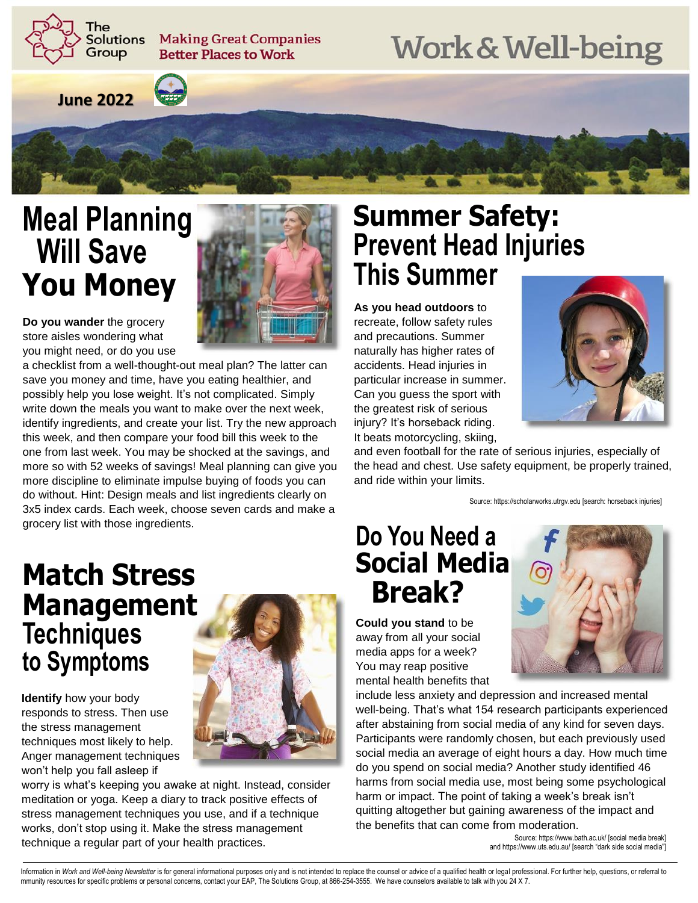The Solutions Group — Making Great Companies Better Places to Work

# Work & Well-being

**June 2022**

## Meal Planning Will Save You Money

**Do you wander** the grocery store aisles wondering what you might need, or do you use a checklist from a well-thought-out meal plan? The latter can save you money and time, have you eating healthier, and possibly help you lose weight. It's not complicated. Simply write down the meals you want to make over the next week, identify ingredients, and create your list. Try the new approach this week, and then compare your food bill this week to the one from last week. You may be shocked at the savings, and more so with 52 weeks of savings! Meal planning can give you more discipline to eliminate impulse buying of foods you can do without. Hint: Design meals and list ingredients clearly on 3x5 index cards. Each week, choose seven cards and make a grocery list with those ingredients.

## Match Stress Management Techniques to Symptoms

**Identify** how your body responds to stress. Then use the stress management techniques most likely to help. Anger management techniques won't help you fall asleep if worry is what's keeping you awake at night. Instead, consider meditation or yoga. Keep a diary to track positive effects of stress management techniques you use, and if a technique works, don't stop using it. Make the stress management technique a regular part of your health practices.

## Summer Safety: Prevent Head Injuries This Summer

**As you head outdoors** to recreate, follow safety rules and precautions. Summer naturally has higher rates of accidents. Head injuries in particular increase in summer. Can you guess the sport with the greatest risk of serious injury? It's horseback riding. It beats motorcycling, skiing, and even football for the rate of serious injuries, especially of the head and chest. Use safety equipment, be properly trained, and ride within your limits.

Source: https://scholarworks.utrgv.edu [search: horseback injuries]

## Do You Need a Social Media Break?

**Could you stand** to be away from all your social media apps for a week? You may reap positive mental health benefits that include less anxiety and depression and increased mental well-being. That's what 154 research participants experienced after abstaining from social media of any kind for seven days. Participants were randomly chosen, but each previously used social media an average of eight hours a day. How much time do you spend on social media? Another study identified 46 harms from social media use, most being some psychological harm or impact. The point of taking a week's break isn't quitting altogether but gaining awareness of the impact and the benefits that can come from moderation.

Source: https://www.bath.ac.uk/ [social media break] and https://www.uts.edu.au/ [search "dark side social media"]

Information in *Work and Well-being Newsletter* is for general informational purposes only and is not intended to replace the counsel or advice of a qualified health or legal professional. For further help, questions, or referral to mmunity resources for specific problems or personal concerns, contact your EAP, The Solutions Group, at 866-254-3555. We have counselors available to talk with you 24 X 7.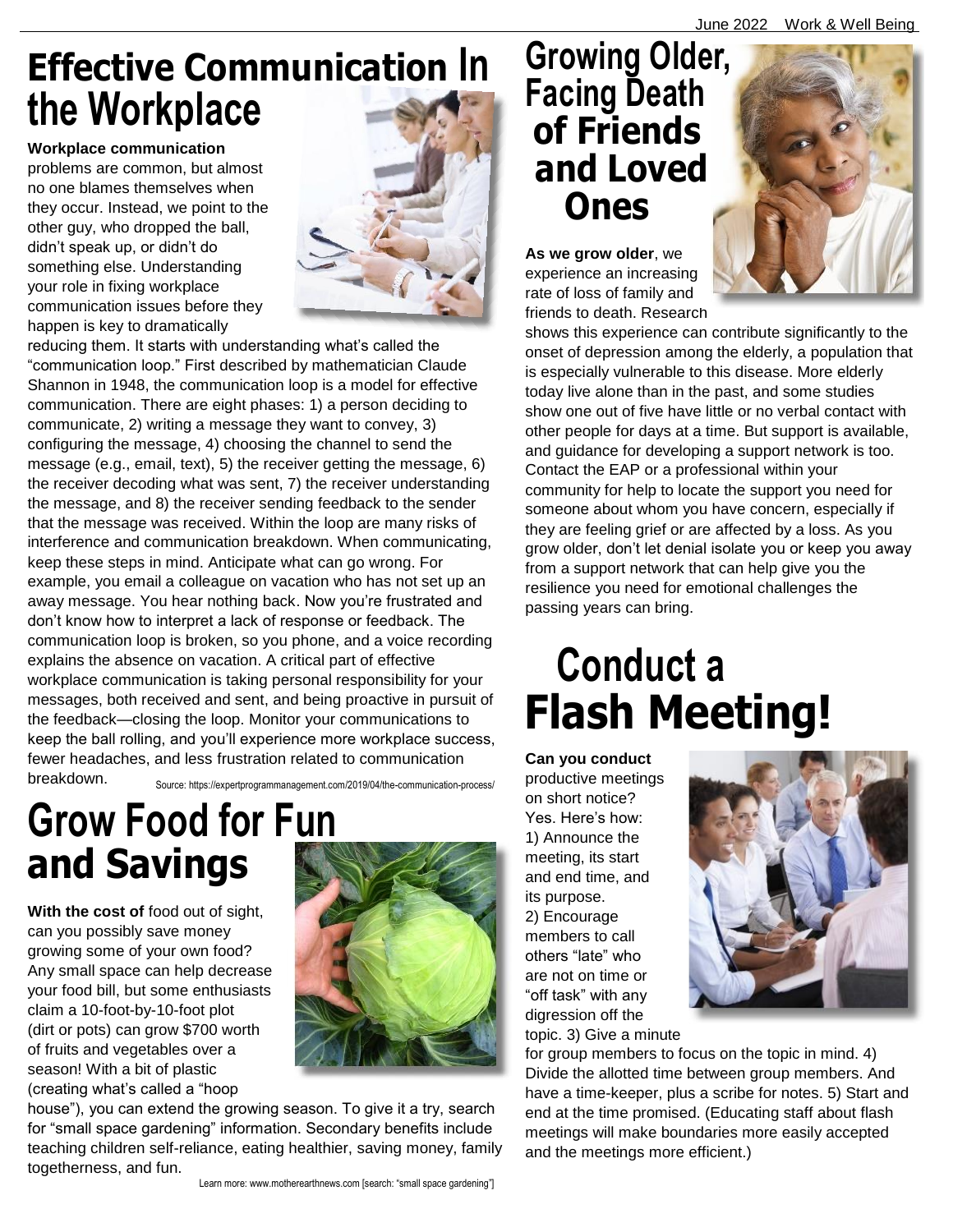# Effective Communication In the Workplace

**Workplace communication** problems are common, but almost no one blames themselves when they occur. Instead, we point to the other guy, who dropped the ball, didn't speak up, or didn't do something else. Understanding your role in fixing workplace communication issues before they happen is key to dramatically reducing them. It starts with understanding what's called the "communication loop." First described by mathematician Claude Shannon in 1948, the communication loop is a model for effective communication. There are eight phases: 1) a person deciding to communicate, 2) writing a message they want to convey, 3) configuring the message, 4) choosing the channel to send the message (e.g., email, text), 5) the receiver getting the message, 6) the receiver decoding what was sent, 7) the receiver understanding the message, and 8) the receiver sending feedback to the sender that the message was received. Within the loop are many risks of interference and communication breakdown. When communicating, keep these steps in mind. Anticipate what can go wrong. For example, you email a colleague on vacation who has not set up an away message. You hear nothing back. Now you're frustrated and don't know how to interpret a lack of response or feedback. The communication loop is broken, so you phone, and a voice recording explains the absence on vacation. A critical part of effective workplace communication is taking personal responsibility for your messages, both received and sent, and being proactive in pursuit of the feedback—closing the loop. Monitor your communications to keep the ball rolling, and you'll experience more workplace success, fewer headaches, and less frustration related to communication breakdown.

Source: https://expertprogrammanagement.com/2019/04/the-communication-process/

# Grow Food for Fun and Savings

**With the cost of** food out of sight, can you possibly save money growing some of your own food? Any small space can help decrease your food bill, but some enthusiasts claim a 10-foot-by-10-foot plot (dirt or pots) can grow $700 worth of fruits and vegetables over a season! With a bit of plastic (creating what's called a "hoop house"), you can extend the growing season. To give it a try, search for "small space gardening" information. Secondary benefits include teaching children self-reliance, eating healthier, saving money, family togetherness, and fun.

Learn more: www.motherearthnews.com [search: "small space gardening"]

# Growing Older, Facing Death of Friends and Loved Ones

**As we grow older**, we experience an increasing rate of loss of family and friends to death. Research shows this experience can contribute significantly to the onset of depression among the elderly, a population that is especially vulnerable to this disease. More elderly today live alone than in the past, and some studies show one out of five have little or no verbal contact with other people for days at a time. But support is available, and guidance for developing a support network is too. Contact the EAP or a professional within your community for help to locate the support you need for someone about whom you have concern, especially if they are feeling grief or are affected by a loss. As you grow older, don't let denial isolate you or keep you away from a support network that can help give you the resilience you need for emotional challenges the passing years can bring.

# Conduct a Flash Meeting!

**Can you conduct** productive meetings on short notice? Yes. Here's how: 1) Announce the meeting, its start and end time, and its purpose. 2) Encourage members to call others "late" who are not on time or "off task" with any digression off the topic. 3) Give a minute for group members to focus on the topic in mind. 4) Divide the allotted time between group members. And have a time-keeper, plus a scribe for notes. 5) Start and end at the time promised. (Educating staff about flash meetings will make boundaries more easily accepted and the meetings more efficient.)